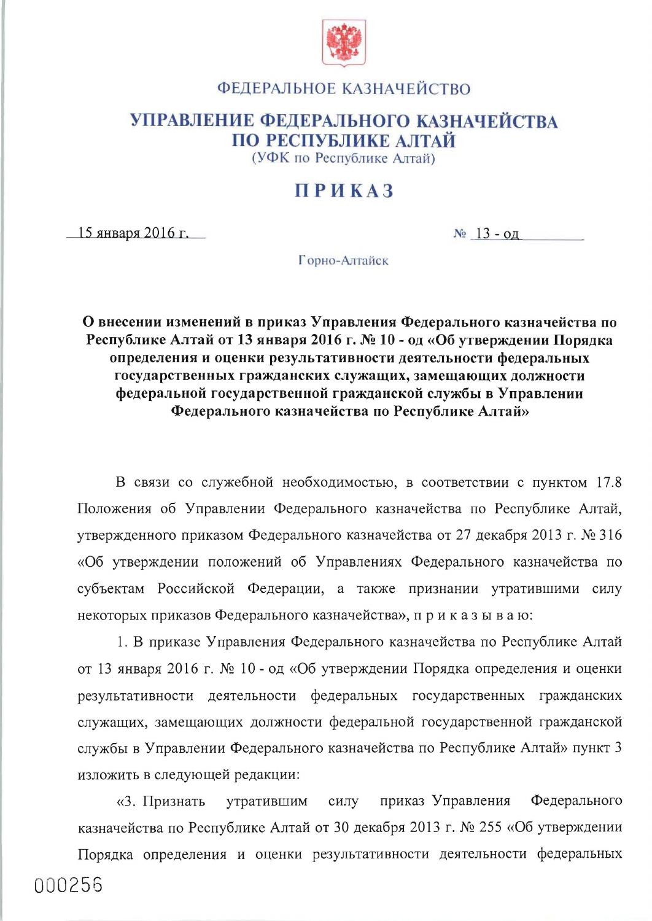ФЕДЕРАЛЬНОЕ КАЗНАЧЕЙСТВО

# УПРАВЛЕНИЕ ФЕДЕРАЛЬНОГО КАЗНАЧЕЙСТВА ПО РЕСПУБЛИКЕ АЛТАЙ

(УФК по Республике Алтай)

# ПРИКАЗ

15 января 2016 г. № 13 - од

Горно-Алтайск

**О внесении изменений в приказ Управления Федерального казначейства по Республике Алтай от 13 января 2016 г. № 10 - од «Об утверждении Порядка определения и оценки результативности деятельности федеральных государственных гражданских служащих, замещающих должности федеральной государственной гражданской службы в Управлении Федерального казначейства по Республике Алтай»**

В связи со служебной необходимостью, в соответствии с пунктом 17.8 Положения об Управлении Федерального казначейства по Республике Алтай, утвержденного приказом Федерального казначейства от 27 декабря 2013 г. № 316 «Об утверждении положений об Управлениях Федерального казначейства по субъектам Российской Федерации, а также признании утратившими силу некоторых приказов Федерального казначейства», п р и к а з ы в а ю:

1. В приказе Управления Федерального казначейства по Республике Алтай от 13 января 2016 г. № 10 - од «Об утверждении Порядка определения и оценки результативности деятельности федеральных государственных гражданских служащих, замещающих должности федеральной государственной гражданской службы в Управлении Федерального казначейства по Республике Алтай» пункт 3 изложить в следующей редакции:

«3. Признать утратившим силу приказ Управления Федерального казначейства по Республике Алтай от 30 декабря 2013 г. № 255 «Об утверждении Порядка определения и оценки результативности деятельности федеральных

000256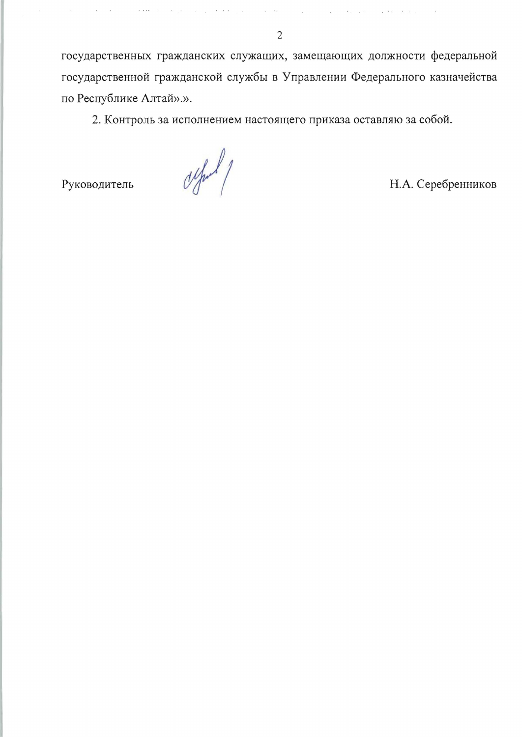государственных гражданских служащих, замещающих должности федеральной государственной гражданской службы в Управлении Федерального казначейства по Республике Алтай».».

2. Контроль за исполнением настоящего приказа оставляю за собой.

Руководитель Н.А. Серебренников